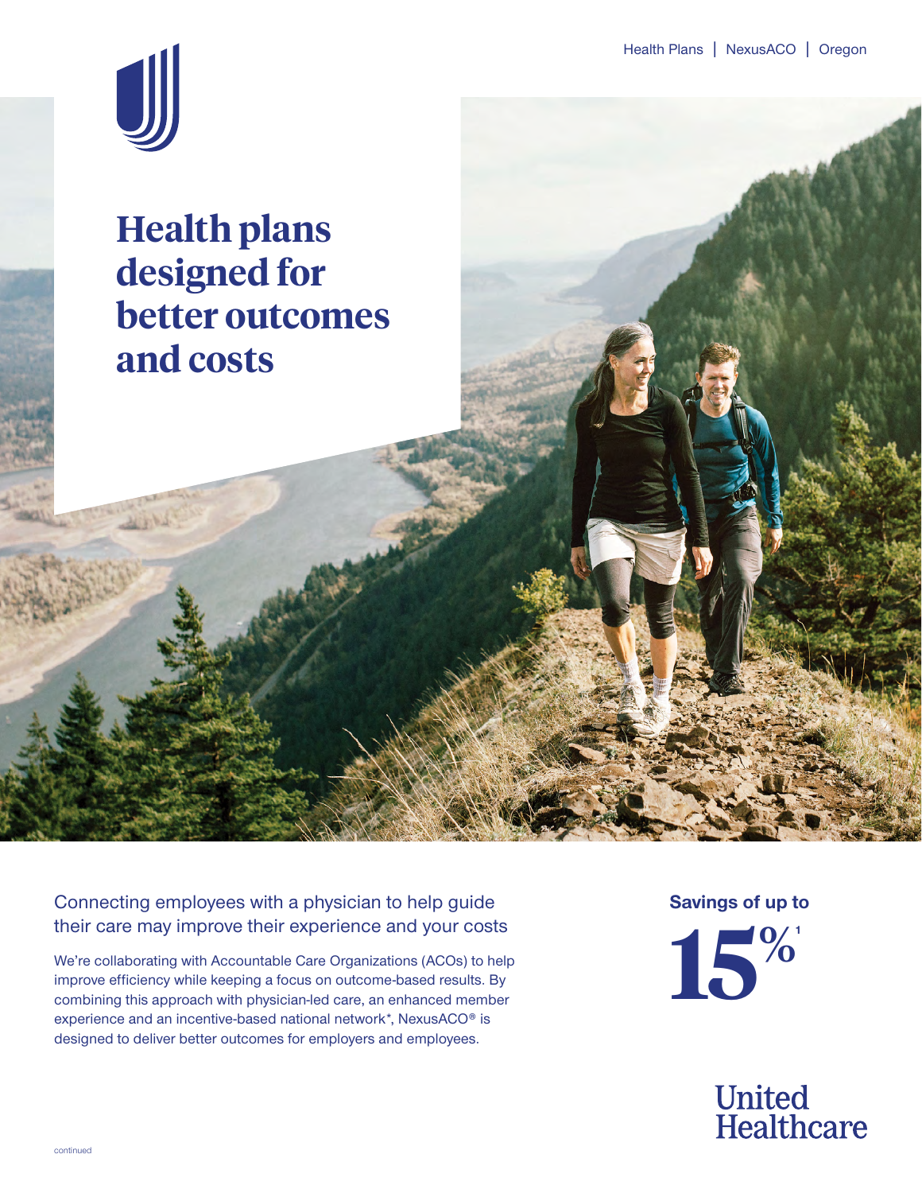Health Plans | NexusACO | Oregon

# Health plans designed for better outcomes and costs

## Connecting employees with a physician to help guide their care may improve their experience and your costs

We're collaborating with Accountable Care Organizations (ACOs) to help improve efficiency while keeping a focus on outcome-based results. By combining this approach with physician-led care, an enhanced member experience and an incentive-based national network*, NexusACO® is designed to deliver better outcomes for employers and employees.

**Savings of up to**

**15%**[1]

United Healthcare

continued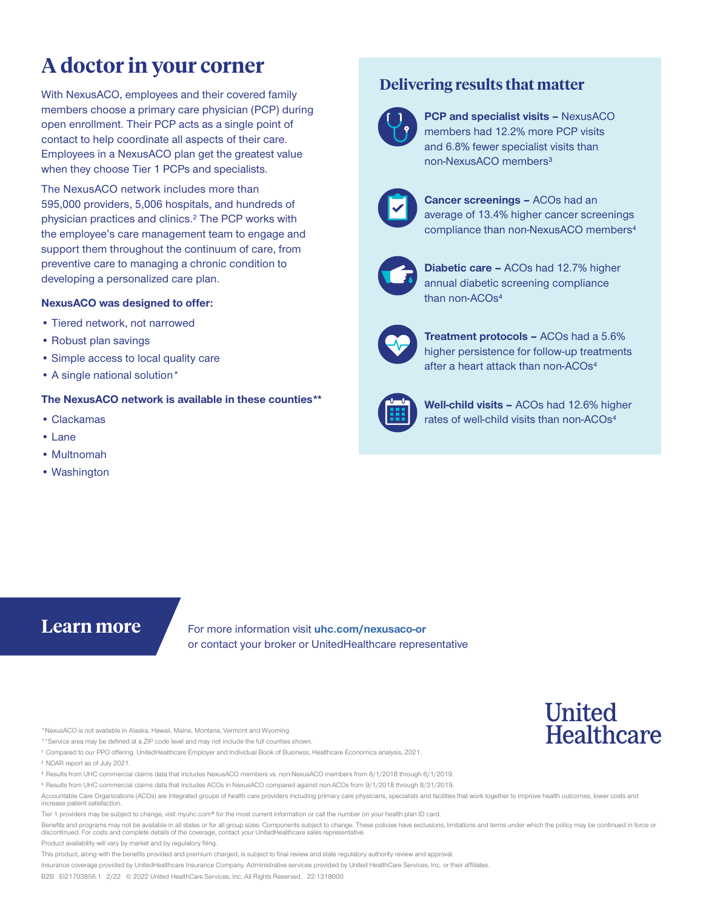# A doctor in your corner

With NexusACO, employees and their covered family members choose a primary care physician (PCP) during open enrollment. Their PCP acts as a single point of contact to help coordinate all aspects of their care. Employees in a NexusACO plan get the greatest value when they choose Tier 1 PCPs and specialists.

The NexusACO network includes more than 595,000 providers, 5,006 hospitals, and hundreds of physician practices and clinics.[2] The PCP works with the employee's care management team to engage and support them throughout the continuum of care, from preventive care to managing a chronic condition to developing a personalized care plan.

**NexusACO was designed to offer:**

- Tiered network, not narrowed
- Robust plan savings
- Simple access to local quality care
- A single national solution*

**The NexusACO network is available in these counties****

- Clackamas
- Lane
- Multnomah
- Washington

## Delivering results that matter

**PCP and specialist visits –** NexusACO members had 12.2% more PCP visits and 6.8% fewer specialist visits than non-NexusACO members[3]

**Cancer screenings –** ACOs had an average of 13.4% higher cancer screenings compliance than non-NexusACO members[4]

**Diabetic care –** ACOs had 12.7% higher annual diabetic screening compliance than non-ACOs[4]

**Treatment protocols –** ACOs had a 5.6% higher persistence for follow-up treatments after a heart attack than non-ACOs[4]

**Well-child visits –** ACOs had 12.6% higher rates of well-child visits than non-ACOs[4]

## Learn more

For more information visit **uhc.com/nexusaco-or** or contact your broker or UnitedHealthcare representative

United Healthcare

*NexusACO is not available in Alaska, Hawaii, Maine, Montana, Vermont and Wyoming.

**Service area may be defined at a ZIP code level and may not include the full counties shown.

[1] Compared to our PPO offering. UnitedHealthcare Employer and Individual Book of Business, Healthcare Economics analysis, 2021.

[2] NDAR report as of July 2021.

[3] Results from UHC commercial claims data that includes NexusACO members vs. non-NexusACO members from 6/1/2018 through 6/1/2019.

[4] Results from UHC commercial claims data that includes ACOs in NexusACO compared against non-ACOs from 9/1/2018 through 8/31/2019.

Accountable Care Organizations (ACOs) are integrated groups of health care providers including primary care physicians, specialists and facilities that work together to improve health outcomes, lower costs and increase patient satisfaction.

Tier 1 providers may be subject to change, visit myuhc.com® for the most current information or call the number on your health plan ID card.

Benefits and programs may not be available in all states or for all group sizes. Components subject to change. These policies have exclusions, limitations and terms under which the policy may be continued in force or discontinued. For costs and complete details of the coverage, contact your UnitedHealthcare sales representative.

Product availability will vary by market and by regulatory filing.

This product, along with the benefits provided and premium charged, is subject to final review and state regulatory authority review and approval.

Insurance coverage provided by UnitedHealthcare Insurance Company. Administrative services provided by United HealthCare Services, Inc. or their affiliates.

B2B EI21703856.1 2/22 © 2022 United HealthCare Services, Inc. All Rights Reserved. 22-1318000